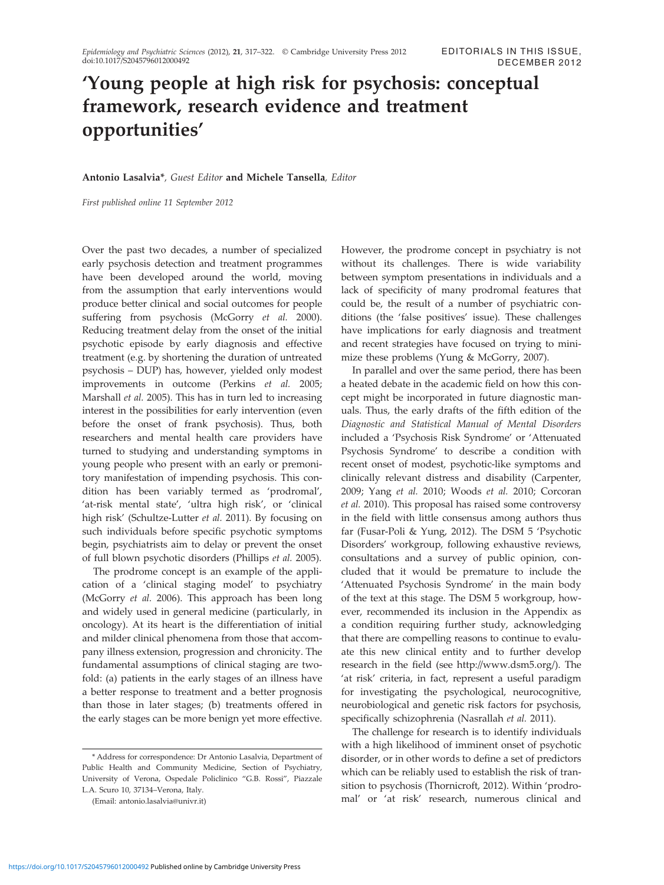# 'Young people at high risk for psychosis: conceptual framework, research evidence and treatment opportunities'

**Antonio Lasalvia\***, *Guest Editor* **and Michele Tansella**, *Editor*

*First published online 11 September 2012*

Over the past two decades, a number of specialized early psychosis detection and treatment programmes have been developed around the world, moving from the assumption that early interventions would produce better clinical and social outcomes for people suffering from psychosis (McGorry *et al.* 2000). Reducing treatment delay from the onset of the initial psychotic episode by early diagnosis and effective treatment (e.g. by shortening the duration of untreated psychosis – DUP) has, however, yielded only modest improvements in outcome (Perkins *et al.* 2005; Marshall *et al.* 2005). This has in turn led to increasing interest in the possibilities for early intervention (even before the onset of frank psychosis). Thus, both researchers and mental health care providers have turned to studying and understanding symptoms in young people who present with an early or premonitory manifestation of impending psychosis. This condition has been variably termed as 'prodromal', 'at-risk mental state', 'ultra high risk', or 'clinical high risk' (Schultze-Lutter *et al.* 2011). By focusing on such individuals before specific psychotic symptoms begin, psychiatrists aim to delay or prevent the onset of full blown psychotic disorders (Phillips *et al.* 2005).

The prodrome concept is an example of the application of a 'clinical staging model' to psychiatry (McGorry *et al.* 2006). This approach has been long and widely used in general medicine (particularly, in oncology). At its heart is the differentiation of initial and milder clinical phenomena from those that accompany illness extension, progression and chronicity. The fundamental assumptions of clinical staging are twofold: (a) patients in the early stages of an illness have a better response to treatment and a better prognosis than those in later stages; (b) treatments offered in the early stages can be more benign yet more effective.

However, the prodrome concept in psychiatry is not without its challenges. There is wide variability between symptom presentations in individuals and a lack of specificity of many prodromal features that could be, the result of a number of psychiatric conditions (the 'false positives' issue). These challenges have implications for early diagnosis and treatment and recent strategies have focused on trying to minimize these problems (Yung & McGorry, 2007).

In parallel and over the same period, there has been a heated debate in the academic field on how this concept might be incorporated in future diagnostic manuals. Thus, the early drafts of the fifth edition of the *Diagnostic and Statistical Manual of Mental Disorders* included a 'Psychosis Risk Syndrome' or 'Attenuated Psychosis Syndrome' to describe a condition with recent onset of modest, psychotic-like symptoms and clinically relevant distress and disability (Carpenter, 2009; Yang *et al.* 2010; Woods *et al.* 2010; Corcoran *et al.* 2010). This proposal has raised some controversy in the field with little consensus among authors thus far (Fusar-Poli & Yung, 2012). The DSM 5 'Psychotic Disorders' workgroup, following exhaustive reviews, consultations and a survey of public opinion, concluded that it would be premature to include the 'Attenuated Psychosis Syndrome' in the main body of the text at this stage. The DSM 5 workgroup, however, recommended its inclusion in the Appendix as a condition requiring further study, acknowledging that there are compelling reasons to continue to evaluate this new clinical entity and to further develop research in the field (see http://www.dsm5.org/). The 'at risk' criteria, in fact, represent a useful paradigm for investigating the psychological, neurocognitive, neurobiological and genetic risk factors for psychosis, specifically schizophrenia (Nasrallah *et al.* 2011).

The challenge for research is to identify individuals with a high likelihood of imminent onset of psychotic disorder, or in other words to define a set of predictors which can be reliably used to establish the risk of transition to psychosis (Thornicroft, 2012). Within 'prodromal' or 'at risk' research, numerous clinical and

\* Address for correspondence: Dr Antonio Lasalvia, Department of Public Health and Community Medicine, Section of Psychiatry, University of Verona, Ospedale Policlinico "G.B. Rossi", Piazzale L.A. Scuro 10, 37134–Verona, Italy.

(Email: antonio.lasalvia@univr.it)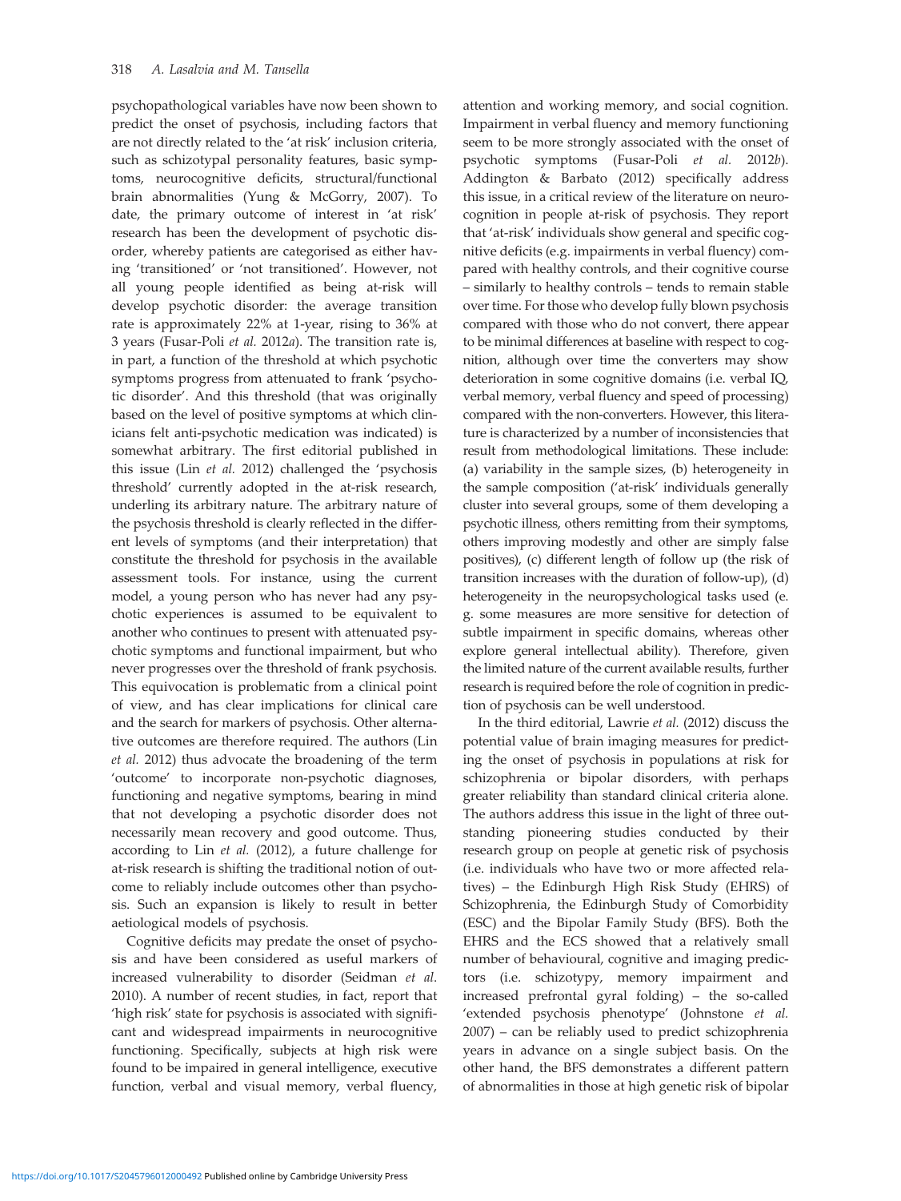psychopathological variables have now been shown to predict the onset of psychosis, including factors that are not directly related to the 'at risk' inclusion criteria, such as schizotypal personality features, basic symptoms, neurocognitive deficits, structural/functional brain abnormalities (Yung & McGorry, 2007). To date, the primary outcome of interest in 'at risk' research has been the development of psychotic disorder, whereby patients are categorised as either having 'transitioned' or 'not transitioned'. However, not all young people identified as being at-risk will develop psychotic disorder: the average transition rate is approximately 22% at 1-year, rising to 36% at 3 years (Fusar-Poli *et al.* 2012*a*). The transition rate is, in part, a function of the threshold at which psychotic symptoms progress from attenuated to frank 'psychotic disorder'. And this threshold (that was originally based on the level of positive symptoms at which clinicians felt anti-psychotic medication was indicated) is somewhat arbitrary. The first editorial published in this issue (Lin *et al.* 2012) challenged the 'psychosis threshold' currently adopted in the at-risk research, underling its arbitrary nature. The arbitrary nature of the psychosis threshold is clearly reflected in the different levels of symptoms (and their interpretation) that constitute the threshold for psychosis in the available assessment tools. For instance, using the current model, a young person who has never had any psychotic experiences is assumed to be equivalent to another who continues to present with attenuated psychotic symptoms and functional impairment, but who never progresses over the threshold of frank psychosis. This equivocation is problematic from a clinical point of view, and has clear implications for clinical care and the search for markers of psychosis. Other alternative outcomes are therefore required. The authors (Lin *et al.* 2012) thus advocate the broadening of the term 'outcome' to incorporate non-psychotic diagnoses, functioning and negative symptoms, bearing in mind that not developing a psychotic disorder does not necessarily mean recovery and good outcome. Thus, according to Lin *et al.* (2012), a future challenge for at-risk research is shifting the traditional notion of outcome to reliably include outcomes other than psychosis. Such an expansion is likely to result in better aetiological models of psychosis.

Cognitive deficits may predate the onset of psychosis and have been considered as useful markers of increased vulnerability to disorder (Seidman *et al.* 2010). A number of recent studies, in fact, report that 'high risk' state for psychosis is associated with significant and widespread impairments in neurocognitive functioning. Specifically, subjects at high risk were found to be impaired in general intelligence, executive function, verbal and visual memory, verbal fluency, attention and working memory, and social cognition. Impairment in verbal fluency and memory functioning seem to be more strongly associated with the onset of psychotic symptoms (Fusar-Poli *et al.* 2012*b*). Addington & Barbato (2012) specifically address this issue, in a critical review of the literature on neurocognition in people at-risk of psychosis. They report that 'at-risk' individuals show general and specific cognitive deficits (e.g. impairments in verbal fluency) compared with healthy controls, and their cognitive course – similarly to healthy controls – tends to remain stable over time. For those who develop fully blown psychosis compared with those who do not convert, there appear to be minimal differences at baseline with respect to cognition, although over time the converters may show deterioration in some cognitive domains (i.e. verbal IQ, verbal memory, verbal fluency and speed of processing) compared with the non-converters. However, this literature is characterized by a number of inconsistencies that result from methodological limitations. These include: (a) variability in the sample sizes, (b) heterogeneity in the sample composition ('at-risk' individuals generally cluster into several groups, some of them developing a psychotic illness, others remitting from their symptoms, others improving modestly and other are simply false positives), (c) different length of follow up (the risk of transition increases with the duration of follow-up), (d) heterogeneity in the neuropsychological tasks used (e. g. some measures are more sensitive for detection of subtle impairment in specific domains, whereas other explore general intellectual ability). Therefore, given the limited nature of the current available results, further research is required before the role of cognition in prediction of psychosis can be well understood.

In the third editorial, Lawrie *et al.* (2012) discuss the potential value of brain imaging measures for predicting the onset of psychosis in populations at risk for schizophrenia or bipolar disorders, with perhaps greater reliability than standard clinical criteria alone. The authors address this issue in the light of three outstanding pioneering studies conducted by their research group on people at genetic risk of psychosis (i.e. individuals who have two or more affected relatives) – the Edinburgh High Risk Study (EHRS) of Schizophrenia, the Edinburgh Study of Comorbidity (ESC) and the Bipolar Family Study (BFS). Both the EHRS and the ECS showed that a relatively small number of behavioural, cognitive and imaging predictors (i.e. schizotypy, memory impairment and increased prefrontal gyral folding) – the so-called 'extended psychosis phenotype' (Johnstone *et al.* 2007) – can be reliably used to predict schizophrenia years in advance on a single subject basis. On the other hand, the BFS demonstrates a different pattern of abnormalities in those at high genetic risk of bipolar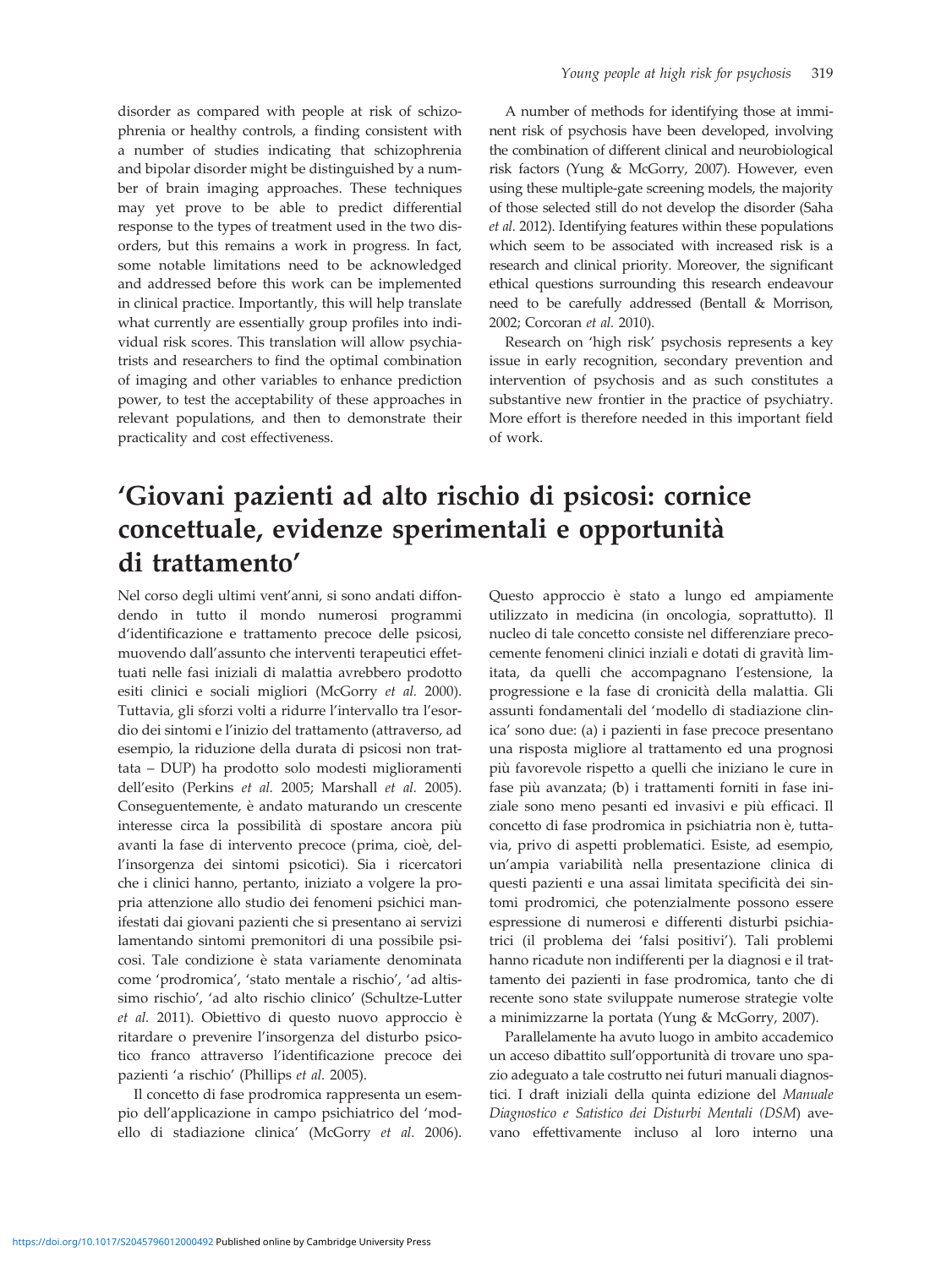disorder as compared with people at risk of schizophrenia or healthy controls, a finding consistent with a number of studies indicating that schizophrenia and bipolar disorder might be distinguished by a number of brain imaging approaches. These techniques may yet prove to be able to predict differential response to the types of treatment used in the two disorders, but this remains a work in progress. In fact, some notable limitations need to be acknowledged and addressed before this work can be implemented in clinical practice. Importantly, this will help translate what currently are essentially group profiles into individual risk scores. This translation will allow psychiatrists and researchers to find the optimal combination of imaging and other variables to enhance prediction power, to test the acceptability of these approaches in relevant populations, and then to demonstrate their practicality and cost effectiveness.

A number of methods for identifying those at imminent risk of psychosis have been developed, involving the combination of different clinical and neurobiological risk factors (Yung & McGorry, 2007). However, even using these multiple-gate screening models, the majority of those selected still do not develop the disorder (Saha *et al.* 2012). Identifying features within these populations which seem to be associated with increased risk is a research and clinical priority. Moreover, the significant ethical questions surrounding this research endeavour need to be carefully addressed (Bentall & Morrison, 2002; Corcoran *et al.* 2010).

Research on 'high risk' psychosis represents a key issue in early recognition, secondary prevention and intervention of psychosis and as such constitutes a substantive new frontier in the practice of psychiatry. More effort is therefore needed in this important field of work.

# 'Giovani pazienti ad alto rischio di psicosi: cornice concettuale, evidenze sperimentali e opportunità di trattamento'

Nel corso degli ultimi vent'anni, si sono andati diffondendo in tutto il mondo numerosi programmi d'identificazione e trattamento precoce delle psicosi, muovendo dall'assunto che interventi terapeutici effettuati nelle fasi iniziali di malattia avrebbero prodotto esiti clinici e sociali migliori (McGorry *et al.* 2000). Tuttavia, gli sforzi volti a ridurre l'intervallo tra l'esordio dei sintomi e l'inizio del trattamento (attraverso, ad esempio, la riduzione della durata di psicosi non trattata – DUP) ha prodotto solo modesti miglioramenti dell'esito (Perkins *et al.* 2005; Marshall *et al.* 2005). Conseguentemente, è andato maturando un crescente interesse circa la possibilità di spostare ancora più avanti la fase di intervento precoce (prima, cioè, dell'insorgenza dei sintomi psicotici). Sia i ricercatori che i clinici hanno, pertanto, iniziato a volgere la propria attenzione allo studio dei fenomeni psichici manifestati dai giovani pazienti che si presentano ai servizi lamentando sintomi premonitori di una possibile psicosi. Tale condizione è stata variamente denominata come 'prodromica', 'stato mentale a rischio', 'ad altissimo rischio', 'ad alto rischio clinico' (Schultze-Lutter *et al.* 2011). Obiettivo di questo nuovo approccio è ritardare o prevenire l'insorgenza del disturbo psicotico franco attraverso l'identificazione precoce dei pazienti 'a rischio' (Phillips *et al.* 2005).

Il concetto di fase prodromica rappresenta un esempio dell'applicazione in campo psichiatrico del 'modello di stadiazione clinica' (McGorry *et al.* 2006). Questo approccio è stato a lungo ed ampiamente utilizzato in medicina (in oncologia, soprattutto). Il nucleo di tale concetto consiste nel differenziare precocemente fenomeni clinici iniziali e dotati di gravità limitata, da quelli che accompagnano l'estensione, la progressione e la fase di cronicità della malattia. Gli assunti fondamentali del 'modello di stadiazione clinica' sono due: (a) i pazienti in fase precoce presentano una risposta migliore al trattamento ed una prognosi più favorevole rispetto a quelli che iniziano le cure in fase più avanzata; (b) i trattamenti forniti in fase iniziale sono meno pesanti ed invasivi e più efficaci. Il concetto di fase prodromica in psichiatria non è, tuttavia, privo di aspetti problematici. Esiste, ad esempio, un'ampia variabilità nella presentazione clinica di questi pazienti e una assai limitata specificità dei sintomi prodromici, che potenzialmente possono essere espressione di numerosi e differenti disturbi psichiatrici (il problema dei 'falsi positivi'). Tali problemi hanno ricadute non indifferenti per la diagnosi e il trattamento dei pazienti in fase prodromica, tanto che di recente sono state sviluppate numerose strategie volte a minimizzarne la portata (Yung & McGorry, 2007).

Parallelamente ha avuto luogo in ambito accademico un acceso dibattito sull'opportunità di trovare uno spazio adeguato a tale costrutto nei futuri manuali diagnostici. I draft iniziali della quinta edizione del *Manuale Diagnostico e Satistico dei Disturbi Mentali (DSM)* avevano effettivamente incluso al loro interno una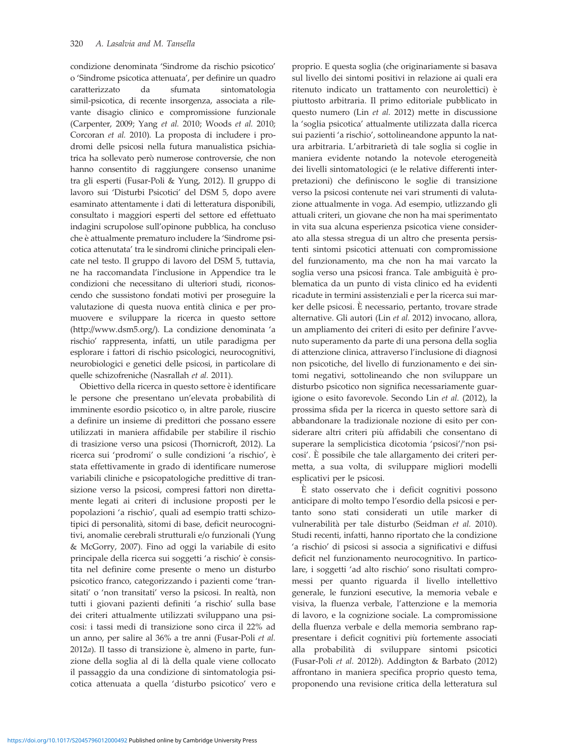condizione denominata 'Sindrome da rischio psicotico' o 'Sindrome psicotica attenuata', per definire un quadro caratterizzato da sfumata sintomatologia simil-psicotica, di recente insorgenza, associata a rilevante disagio clinico e compromissione funzionale (Carpenter, 2009; Yang *et al.* 2010; Woods *et al.* 2010; Corcoran *et al.* 2010). La proposta di includere i prodromi delle psicosi nella futura manualistica psichiatrica ha sollevato però numerose controversie, che non hanno consentito di raggiungere consenso unanime tra gli esperti (Fusar-Poli & Yung, 2012). Il gruppo di lavoro sui 'Disturbi Psicotici' del DSM 5, dopo avere esaminato attentamente i dati di letteratura disponibili, consultato i maggiori esperti del settore ed effettuato indagini scrupolose sull'opinone pubblica, ha concluso che è attualmente prematuro includere la 'Sindrome psicotica attenutata' tra le sindromi cliniche principali elencate nel testo. Il gruppo di lavoro del DSM 5, tuttavia, ne ha raccomandata l'inclusione in Appendice tra le condizioni che necessitano di ulteriori studi, riconoscendo che sussistono fondati motivi per proseguire la valutazione di questa nuova entità clinica e per promuovere e sviluppare la ricerca in questo settore (http://www.dsm5.org/). La condizione denominata 'a rischio' rappresenta, infatti, un utile paradigma per esplorare i fattori di rischio psicologici, neurocognitivi, neurobiologici e genetici delle psicosi, in particolare di quelle schizofreniche (Nasrallah *et al.* 2011).

Obiettivo della ricerca in questo settore è identificare le persone che presentano un'elevata probabilità di imminente esordio psicotico o, in altre parole, riuscire a definire un insieme di predittori che possano essere utilizzati in maniera affidabile per stabilire il rischio di trasizione verso una psicosi (Thornicroft, 2012). La ricerca sui 'prodromi' o sulle condizioni 'a rischio', è stata effettivamente in grado di identificare numerose variabili cliniche e psicopatologiche predittive di transizione verso la psicosi, compresi fattori non direttamente legati ai criteri di inclusione proposti per le popolazioni 'a rischio', quali ad esempio tratti schizotipici di personalità, sitomi di base, deficit neurocognitivi, anomalie cerebrali strutturali e/o funzionali (Yung & McGorry, 2007). Fino ad oggi la variabile di esito principale della ricerca sui soggetti 'a rischio' è consistita nel definire come presente o meno un disturbo psicotico franco, categorizzando i pazienti come 'transitati' o 'non transitati' verso la psicosi. In realtà, non tutti i giovani pazienti definiti 'a rischio' sulla base dei criteri attualmente utilizzati sviluppano una psicosi: i tassi medi di transizione sono circa il 22% ad un anno, per salire al 36% a tre anni (Fusar-Poli *et al.* 2012*a*). Il tasso di transizione è, almeno in parte, funzione della soglia al di là della quale viene collocato il passaggio da una condizione di sintomatologia psicotica attenuata a quella 'disturbo psicotico' vero e proprio. E questa soglia (che originariamente si basava sul livello dei sintomi positivi in relazione ai quali era ritenuto indicato un trattamento con neurolettici) è piuttosto arbitraria. Il primo editoriale pubblicato in questo numero (Lin *et al.* 2012) mette in discussione la 'soglia psicotica' attualmente utilizzata dalla ricerca sui pazienti 'a rischio', sottolineandone appunto la natura arbitraria. L'arbitrarietà di tale soglia si coglie in maniera evidente notando la notevole eterogeneità dei livelli sintomatologici (e le relative differenti interpretazioni) che definiscono le soglie di transizione verso la psicosi contenute nei vari strumenti di valutazione attualmente in voga. Ad esempio, utlizzando gli attuali criteri, un giovane che non ha mai sperimentato in vita sua alcuna esperienza psicotica viene considerato alla stessa stregua di un altro che presenta persistenti sintomi psicotici attenuati con compromissione del funzionamento, ma che non ha mai varcato la soglia verso una psicosi franca. Tale ambiguità è problematica da un punto di vista clinico ed ha evidenti ricadute in termini assistenziali e per la ricerca sui marker delle psicosi. È necessario, pertanto, trovare strade alternative. Gli autori (Lin *et al.* 2012) invocano, allora, un ampliamento dei criteri di esito per definire l'avvenuto superamento da parte di una persona della soglia di attenzione clinica, attraverso l'inclusione di diagnosi non psicotiche, del livello di funzionamento e dei sintomi negativi, sottolineando che non sviluppare un disturbo psicotico non significa necessariamente guarigione o esito favorevole. Secondo Lin *et al.* (2012), la prossima sfida per la ricerca in questo settore sarà di abbandonare la tradizionale nozione di esito per considerare altri criteri più affidabili che consentano di superare la semplicistica dicotomia 'psicosi'/'non psicosi'. È possibile che tale allargamento dei criteri permetta, a sua volta, di sviluppare migliori modelli esplicativi per le psicosi.

È stato osservato che i deficit cognitivi possono anticipare di molto tempo l'esordio della psicosi e pertanto sono stati considerati un utile marker di vulnerabilità per tale disturbo (Seidman *et al.* 2010). Studi recenti, infatti, hanno riportato che la condizione 'a rischio' di psicosi si associa a significativi e diffusi deficit nel funzionamento neurocognitivo. In particolare, i soggetti 'ad alto rischio' sono risultati compromessi per quanto riguarda il livello intellettivo generale, le funzioni esecutive, la memoria vebale e visiva, la fluenza verbale, l'attenzione e la memoria di lavoro, e la cognizione sociale. La compromissione della fluenza verbale e della memoria sembrano rappresentare i deficit cognitivi più fortemente associati alla probabilità di sviluppare sintomi psicotici (Fusar-Poli *et al.* 2012*b*). Addington & Barbato (2012) affrontano in maniera specifica proprio questo tema, proponendo una revisione critica della letteratura sul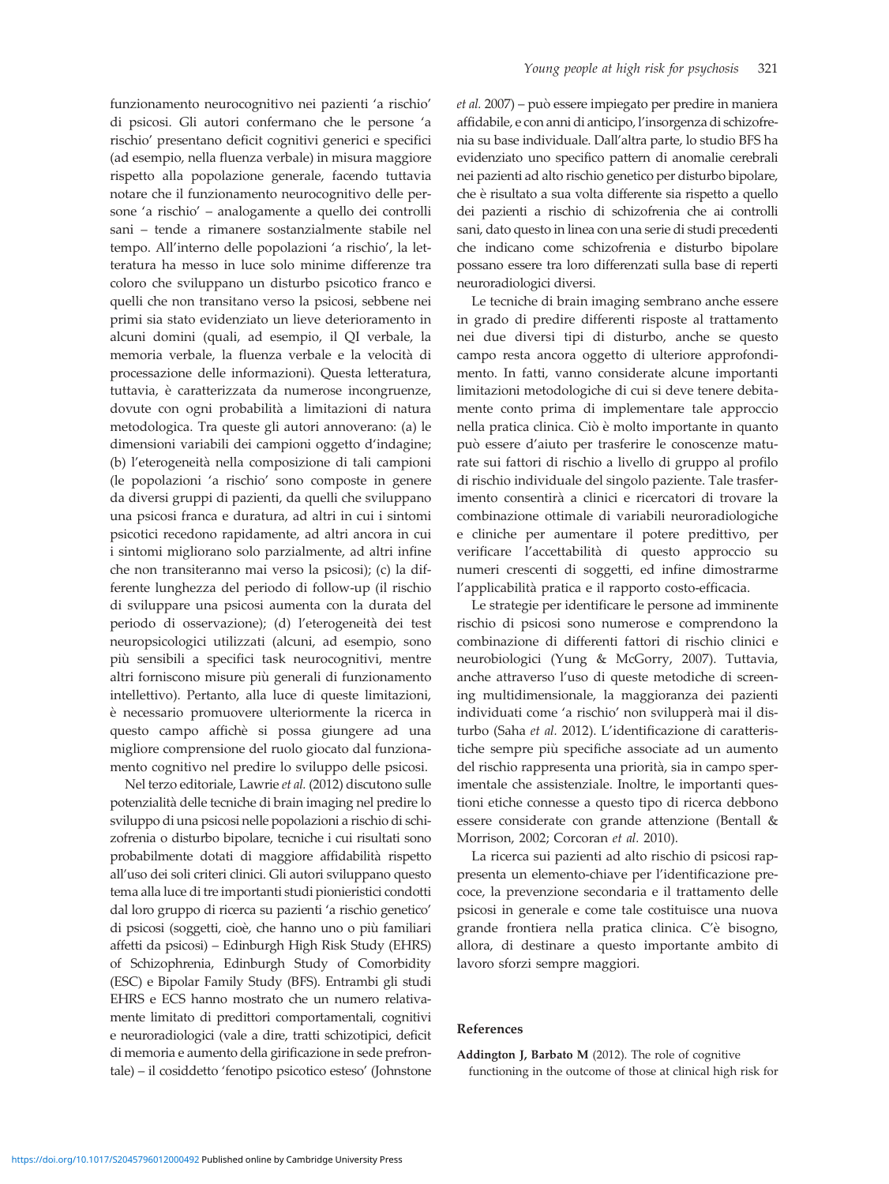funzionamento neurocognitivo nei pazienti 'a rischio' di psicosi. Gli autori confermano che le persone 'a rischio' presentano deficit cognitivi generici e specifici (ad esempio, nella fluenza verbale) in misura maggiore rispetto alla popolazione generale, facendo tuttavia notare che il funzionamento neurocognitivo delle persone 'a rischio' – analogamente a quello dei controlli sani – tende a rimanere sostanzialmente stabile nel tempo. All'interno delle popolazioni 'a rischio', la letteratura ha messo in luce solo minime differenze tra coloro che sviluppano un disturbo psicotico franco e quelli che non transitano verso la psicosi, sebbene nei primi sia stato evidenziato un lieve deterioramento in alcuni domini (quali, ad esempio, il QI verbale, la memoria verbale, la fluenza verbale e la velocità di processazione delle informazioni). Questa letteratura, tuttavia, è caratterizzata da numerose incongruenze, dovute con ogni probabilità a limitazioni di natura metodologica. Tra queste gli autori annoverano: (a) le dimensioni variabili dei campioni oggetto d'indagine; (b) l'eterogeneità nella composizione di tali campioni (le popolazioni 'a rischio' sono composte in genere da diversi gruppi di pazienti, da quelli che sviluppano una psicosi franca e duratura, ad altri in cui i sintomi psicotici recedono rapidamente, ad altri ancora in cui i sintomi migliorano solo parzialmente, ad altri infine che non transiteranno mai verso la psicosi); (c) la differente lunghezza del periodo di follow-up (il rischio di sviluppare una psicosi aumenta con la durata del periodo di osservazione); (d) l'eterogeneità dei test neuropsicologici utilizzati (alcuni, ad esempio, sono più sensibili a specifici task neurocognitivi, mentre altri forniscono misure più generali di funzionamento intellettivo). Pertanto, alla luce di queste limitazioni, è necessario promuovere ulteriormente la ricerca in questo campo affichè si possa giungere ad una migliore comprensione del ruolo giocato dal funzionamento cognitivo nel predire lo sviluppo delle psicosi.

Nel terzo editoriale, Lawrie *et al.* (2012) discutono sulle potenzialità delle tecniche di brain imaging nel predire lo sviluppo di una psicosi nelle popolazioni a rischio di schizofrenia o disturbo bipolare, tecniche i cui risultati sono probabilmente dotati di maggiore affidabilità rispetto all'uso dei soli criteri clinici. Gli autori sviluppano questo tema alla luce di tre importanti studi pionieristici condotti dal loro gruppo di ricerca su pazienti 'a rischio genetico' di psicosi (soggetti, cioè, che hanno uno o più familiari affetti da psicosi) – Edinburgh High Risk Study (EHRS) of Schizophrenia, Edinburgh Study of Comorbidity (ESC) e Bipolar Family Study (BFS). Entrambi gli studi EHRS e ECS hanno mostrato che un numero relativamente limitato di predittori comportamentali, cognitivi e neuroradiologici (vale a dire, tratti schizotipici, deficit di memoria e aumento della girificazione in sede prefrontale) – il cosiddetto 'fenotipo psicotico esteso' (Johnstone *et al.* 2007) – può essere impiegato per predire in maniera affidabile, e con anni di anticipo, l'insorgenza di schizofrenia su base individuale. Dall'altra parte, lo studio BFS ha evidenziato uno specifico pattern di anomalie cerebrali nei pazienti ad alto rischio genetico per disturbo bipolare, che è risultato a sua volta differente sia rispetto a quello dei pazienti a rischio di schizofrenia che ai controlli sani, dato questo in linea con una serie di studi precedenti che indicano come schizofrenia e disturbo bipolare possano essere tra loro differenzati sulla base di reperti neuroradiologici diversi.

Le tecniche di brain imaging sembrano anche essere in grado di predire differenti risposte al trattamento nei due diversi tipi di disturbo, anche se questo campo resta ancora oggetto di ulteriore approfondimento. In fatti, vanno considerate alcune importanti limitazioni metodologiche di cui si deve tenere debitamente conto prima di implementare tale approccio nella pratica clinica. Ciò è molto importante in quanto può essere d'aiuto per trasferire le conoscenze maturate sui fattori di rischio a livello di gruppo al profilo di rischio individuale del singolo paziente. Tale trasferimento consentirà a clinici e ricercatori di trovare la combinazione ottimale di variabili neuroradiologiche e cliniche per aumentare il potere predittivo, per verificare l'accettabilità di questo approccio su numeri crescenti di soggetti, ed infine dimostrarme l'applicabilità pratica e il rapporto costo-efficacia.

Le strategie per identificare le persone ad imminente rischio di psicosi sono numerose e comprendono la combinazione di differenti fattori di rischio clinici e neurobiologici (Yung & McGorry, 2007). Tuttavia, anche attraverso l'uso di queste metodiche di screening multidimensionale, la maggioranza dei pazienti individuati come 'a rischio' non svilupperà mai il disturbo (Saha *et al.* 2012). L'identificazione di caratteristiche sempre più specifiche associate ad un aumento del rischio rappresenta una priorità, sia in campo sperimentale che assistenziale. Inoltre, le importanti questioni etiche connesse a questo tipo di ricerca debbono essere considerate con grande attenzione (Bentall & Morrison, 2002; Corcoran *et al.* 2010).

La ricerca sui pazienti ad alto rischio di psicosi rappresenta un elemento-chiave per l'identificazione precoce, la prevenzione secondaria e il trattamento delle psicosi in generale e come tale costituisce una nuova grande frontiera nella pratica clinica. C'è bisogno, allora, di destinare a questo importante ambito di lavoro sforzi sempre maggiori.

## References

**Addington J, Barbato M** (2012). The role of cognitive functioning in the outcome of those at clinical high risk for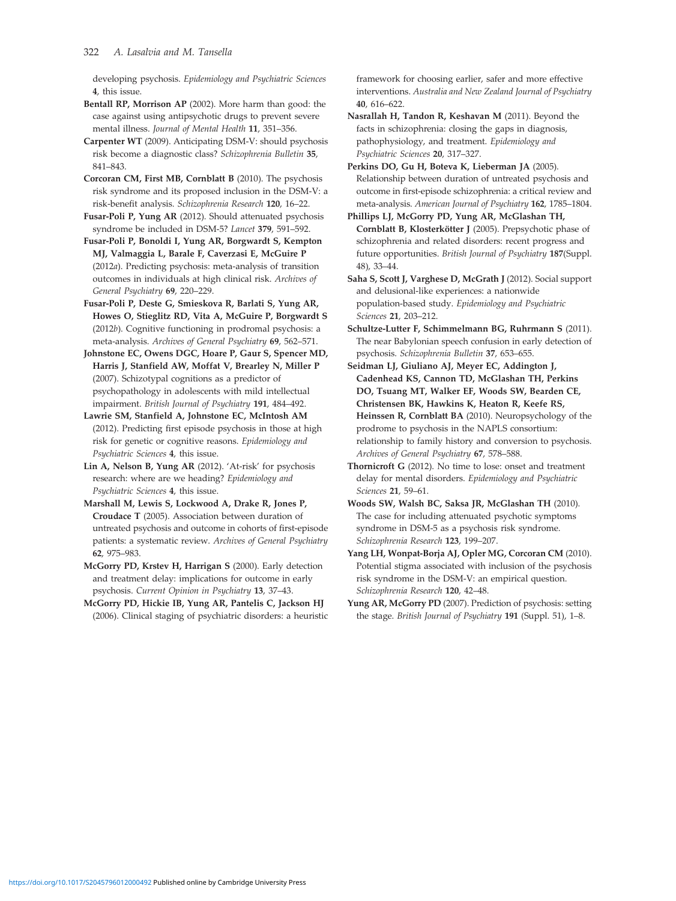developing psychosis. *Epidemiology and Psychiatric Sciences* **4**, this issue.

**Bentall RP, Morrison AP** (2002). More harm than good: the case against using antipsychotic drugs to prevent severe mental illness. *Journal of Mental Health* **11**, 351–356.

**Carpenter WT** (2009). Anticipating DSM-V: should psychosis risk become a diagnostic class? *Schizophrenia Bulletin* **35**, 841–843.

**Corcoran CM, First MB, Cornblatt B** (2010). The psychosis risk syndrome and its proposed inclusion in the DSM-V: a risk-benefit analysis. *Schizophrenia Research* **120**, 16–22.

**Fusar-Poli P, Yung AR** (2012). Should attenuated psychosis syndrome be included in DSM-5? *Lancet* **379**, 591–592.

**Fusar-Poli P, Bonoldi I, Yung AR, Borgwardt S, Kempton MJ, Valmaggia L, Barale F, Caverzasi E, McGuire P** (2012*a*). Predicting psychosis: meta-analysis of transition outcomes in individuals at high clinical risk. *Archives of General Psychiatry* **69**, 220–229.

**Fusar-Poli P, Deste G, Smieskova R, Barlati S, Yung AR, Howes O, Stieglitz RD, Vita A, McGuire P, Borgwardt S** (2012*b*). Cognitive functioning in prodromal psychosis: a meta-analysis. *Archives of General Psychiatry* **69**, 562–571.

**Johnstone EC, Owens DGC, Hoare P, Gaur S, Spencer MD, Harris J, Stanfield AW, Moffat V, Brearley N, Miller P** (2007). Schizotypal cognitions as a predictor of psychopathology in adolescents with mild intellectual impairment. *British Journal of Psychiatry* **191**, 484–492.

**Lawrie SM, Stanfield A, Johnstone EC, McIntosh AM** (2012). Predicting first episode psychosis in those at high risk for genetic or cognitive reasons. *Epidemiology and Psychiatric Sciences* **4**, this issue.

**Lin A, Nelson B, Yung AR** (2012). 'At-risk' for psychosis research: where are we heading? *Epidemiology and Psychiatric Sciences* **4**, this issue.

**Marshall M, Lewis S, Lockwood A, Drake R, Jones P, Croudace T** (2005). Association between duration of untreated psychosis and outcome in cohorts of first-episode patients: a systematic review. *Archives of General Psychiatry* **62**, 975–983.

**McGorry PD, Krstev H, Harrigan S** (2000). Early detection and treatment delay: implications for outcome in early psychosis. *Current Opinion in Psychiatry* **13**, 37–43.

**McGorry PD, Hickie IB, Yung AR, Pantelis C, Jackson HJ** (2006). Clinical staging of psychiatric disorders: a heuristic framework for choosing earlier, safer and more effective interventions. *Australia and New Zealand Journal of Psychiatry* **40**, 616–622.

**Nasrallah H, Tandon R, Keshavan M** (2011). Beyond the facts in schizophrenia: closing the gaps in diagnosis, pathophysiology, and treatment. *Epidemiology and Psychiatric Sciences* **20**, 317–327.

**Perkins DO, Gu H, Boteva K, Lieberman JA** (2005). Relationship between duration of untreated psychosis and outcome in first-episode schizophrenia: a critical review and meta-analysis. *American Journal of Psychiatry* **162**, 1785–1804.

**Phillips LJ, McGorry PD, Yung AR, McGlashan TH, Cornblatt B, Klosterkötter J** (2005). Prepsychotic phase of schizophrenia and related disorders: recent progress and future opportunities. *British Journal of Psychiatry* **187**(Suppl. 48), 33–44.

**Saha S, Scott J, Varghese D, McGrath J** (2012). Social support and delusional-like experiences: a nationwide population-based study. *Epidemiology and Psychiatric Sciences* **21**, 203–212.

**Schultze-Lutter F, Schimmelmann BG, Ruhrmann S** (2011). The near Babylonian speech confusion in early detection of psychosis. *Schizophrenia Bulletin* **37**, 653–655.

**Seidman LJ, Giuliano AJ, Meyer EC, Addington J, Cadenhead KS, Cannon TD, McGlashan TH, Perkins DO, Tsuang MT, Walker EF, Woods SW, Bearden CE, Christensen BK, Hawkins K, Heaton R, Keefe RS, Heinssen R, Cornblatt BA** (2010). Neuropsychology of the prodrome to psychosis in the NAPLS consortium: relationship to family history and conversion to psychosis. *Archives of General Psychiatry* **67**, 578–588.

**Thornicroft G** (2012). No time to lose: onset and treatment delay for mental disorders. *Epidemiology and Psychiatric Sciences* **21**, 59–61.

**Woods SW, Walsh BC, Saksa JR, McGlashan TH** (2010). The case for including attenuated psychotic symptoms syndrome in DSM-5 as a psychosis risk syndrome. *Schizophrenia Research* **123**, 199–207.

**Yang LH, Wonpat-Borja AJ, Opler MG, Corcoran CM** (2010). Potential stigma associated with inclusion of the psychosis risk syndrome in the DSM-V: an empirical question. *Schizophrenia Research* **120**, 42–48.

**Yung AR, McGorry PD** (2007). Prediction of psychosis: setting the stage. *British Journal of Psychiatry* **191** (Suppl. 51), 1–8.